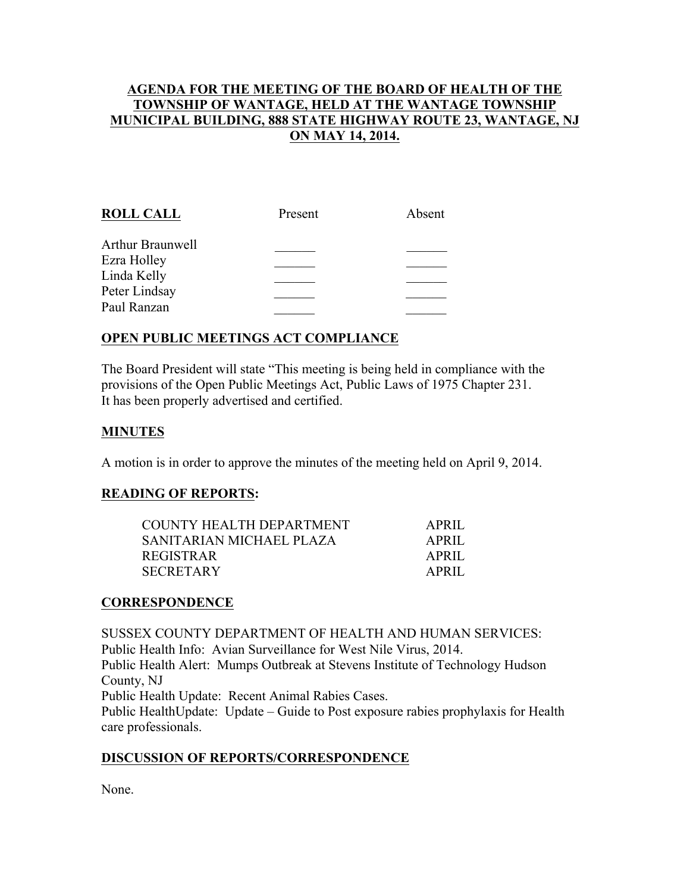**AGENDA FOR THE MEETING OF THE BOARD OF HEALTH OF THE TOWNSHIP OF WANTAGE, HELD AT THE WANTAGE TOWNSHIP MUNICIPAL BUILDING, 888 STATE HIGHWAY ROUTE 23, WANTAGE, NJ ON MAY 14, 2014.**

| **ROLL CALL** | Present | Absent |
|---|---|---|
| Arthur Braunwell | ______ | ______ |
| Ezra Holley | ______ | ______ |
| Linda Kelly | ______ | ______ |
| Peter Lindsay | ______ | ______ |
| Paul Ranzan | ______ | ______ |

**OPEN PUBLIC MEETINGS ACT COMPLIANCE**

The Board President will state "This meeting is being held in compliance with the provisions of the Open Public Meetings Act, Public Laws of 1975 Chapter 231. It has been properly advertised and certified.

**MINUTES**

A motion is in order to approve the minutes of the meeting held on April 9, 2014.

**READING OF REPORTS:**

| | |
|---|---|
| COUNTY HEALTH DEPARTMENT | APRIL |
| SANITARIAN MICHAEL PLAZA | APRIL |
| REGISTRAR | APRIL |
| SECRETARY | APRIL |

**CORRESPONDENCE**

SUSSEX COUNTY DEPARTMENT OF HEALTH AND HUMAN SERVICES:
Public Health Info: Avian Surveillance for West Nile Virus, 2014.
Public Health Alert: Mumps Outbreak at Stevens Institute of Technology Hudson County, NJ
Public Health Update: Recent Animal Rabies Cases.
Public HealthUpdate: Update – Guide to Post exposure rabies prophylaxis for Health care professionals.

**DISCUSSION OF REPORTS/CORRESPONDENCE**

None.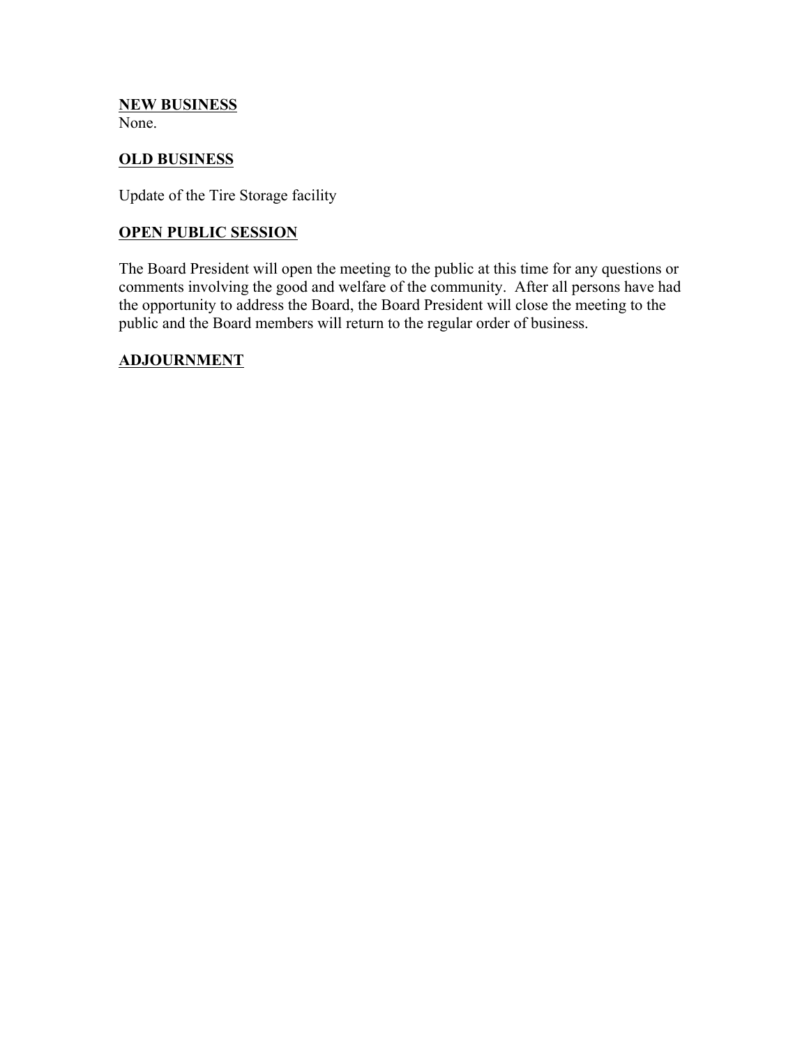**NEW BUSINESS**
None.

**OLD BUSINESS**

Update of the Tire Storage facility

**OPEN PUBLIC SESSION**

The Board President will open the meeting to the public at this time for any questions or comments involving the good and welfare of the community. After all persons have had the opportunity to address the Board, the Board President will close the meeting to the public and the Board members will return to the regular order of business.

**ADJOURNMENT**